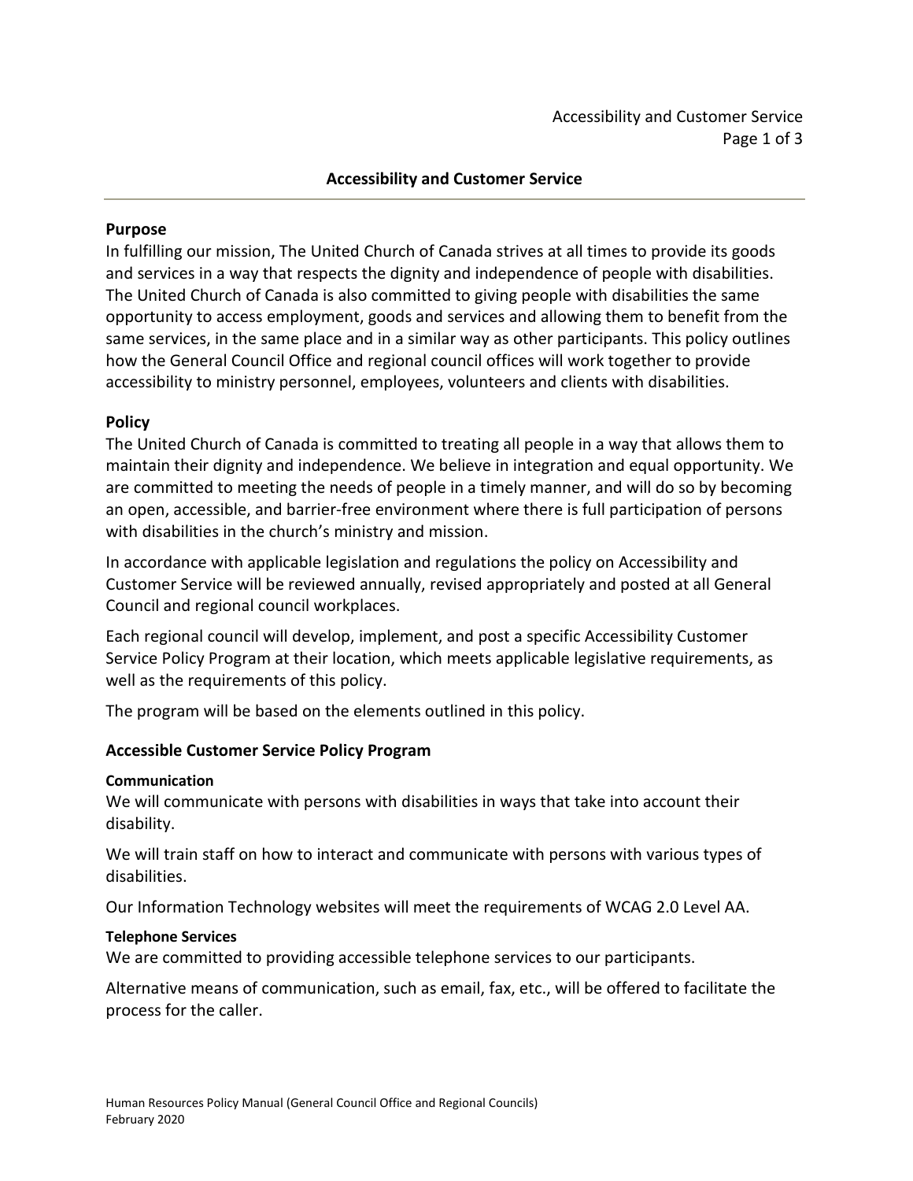# Accessibility and Customer Service

## Purpose

In fulfilling our mission, The United Church of Canada strives at all times to provide its goods and services in a way that respects the dignity and independence of people with disabilities. The United Church of Canada is also committed to giving people with disabilities the same opportunity to access employment, goods and services and allowing them to benefit from the same services, in the same place and in a similar way as other participants. This policy outlines how the General Council Office and regional council offices will work together to provide accessibility to ministry personnel, employees, volunteers and clients with disabilities.

## Policy

The United Church of Canada is committed to treating all people in a way that allows them to maintain their dignity and independence. We believe in integration and equal opportunity. We are committed to meeting the needs of people in a timely manner, and will do so by becoming an open, accessible, and barrier-free environment where there is full participation of persons with disabilities in the church's ministry and mission.

In accordance with applicable legislation and regulations the policy on Accessibility and Customer Service will be reviewed annually, revised appropriately and posted at all General Council and regional council workplaces.

Each regional council will develop, implement, and post a specific Accessibility Customer Service Policy Program at their location, which meets applicable legislative requirements, as well as the requirements of this policy.

The program will be based on the elements outlined in this policy.

## Accessible Customer Service Policy Program

### Communication

We will communicate with persons with disabilities in ways that take into account their disability.

We will train staff on how to interact and communicate with persons with various types of disabilities.

Our Information Technology websites will meet the requirements of WCAG 2.0 Level AA.

### Telephone Services

We are committed to providing accessible telephone services to our participants.

Alternative means of communication, such as email, fax, etc., will be offered to facilitate the process for the caller.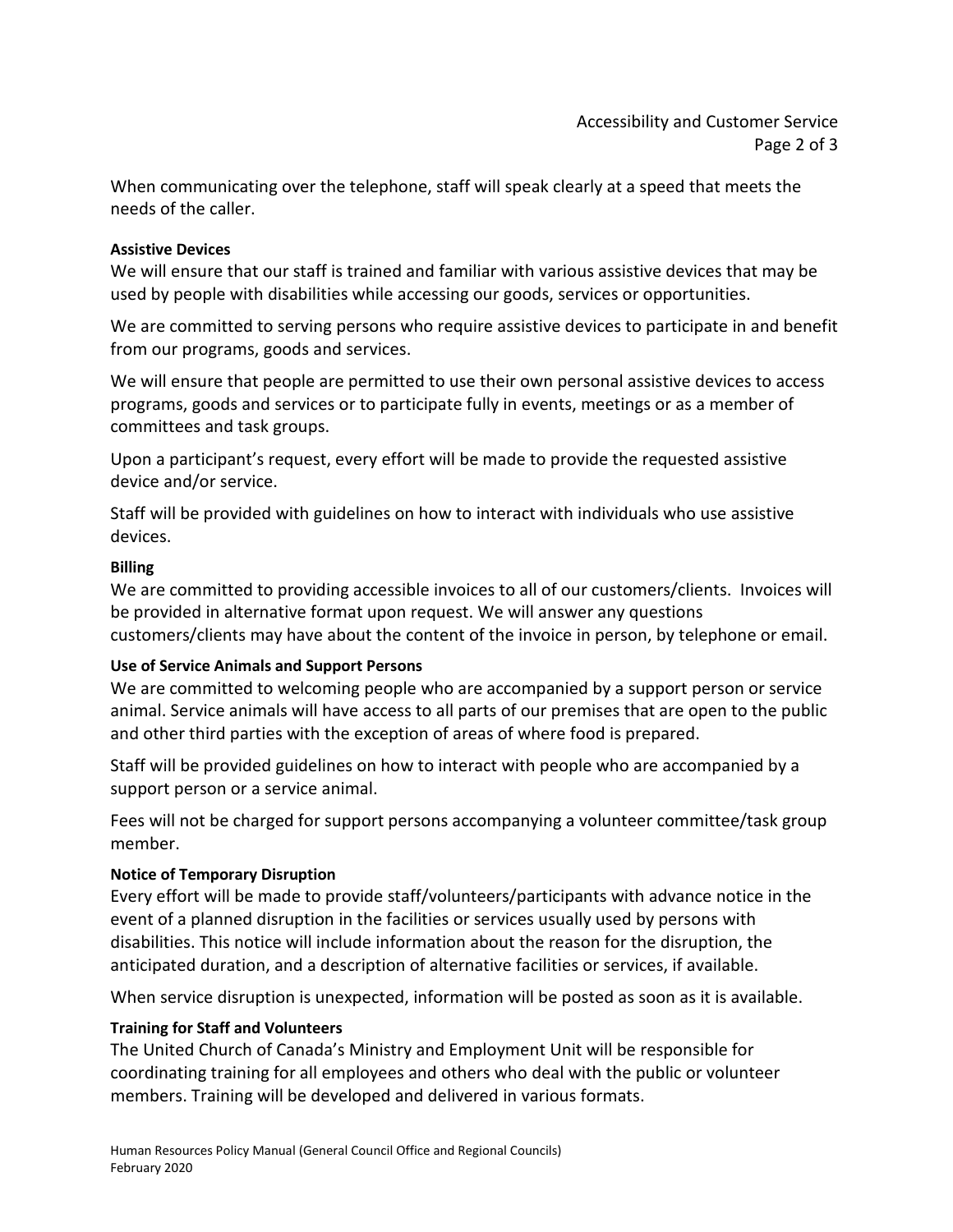When communicating over the telephone, staff will speak clearly at a speed that meets the needs of the caller.

**Assistive Devices**

We will ensure that our staff is trained and familiar with various assistive devices that may be used by people with disabilities while accessing our goods, services or opportunities.

We are committed to serving persons who require assistive devices to participate in and benefit from our programs, goods and services.

We will ensure that people are permitted to use their own personal assistive devices to access programs, goods and services or to participate fully in events, meetings or as a member of committees and task groups.

Upon a participant's request, every effort will be made to provide the requested assistive device and/or service.

Staff will be provided with guidelines on how to interact with individuals who use assistive devices.

**Billing**

We are committed to providing accessible invoices to all of our customers/clients. Invoices will be provided in alternative format upon request. We will answer any questions customers/clients may have about the content of the invoice in person, by telephone or email.

**Use of Service Animals and Support Persons**

We are committed to welcoming people who are accompanied by a support person or service animal. Service animals will have access to all parts of our premises that are open to the public and other third parties with the exception of areas of where food is prepared.

Staff will be provided guidelines on how to interact with people who are accompanied by a support person or a service animal.

Fees will not be charged for support persons accompanying a volunteer committee/task group member.

**Notice of Temporary Disruption**

Every effort will be made to provide staff/volunteers/participants with advance notice in the event of a planned disruption in the facilities or services usually used by persons with disabilities. This notice will include information about the reason for the disruption, the anticipated duration, and a description of alternative facilities or services, if available.

When service disruption is unexpected, information will be posted as soon as it is available.

**Training for Staff and Volunteers**

The United Church of Canada's Ministry and Employment Unit will be responsible for coordinating training for all employees and others who deal with the public or volunteer members. Training will be developed and delivered in various formats.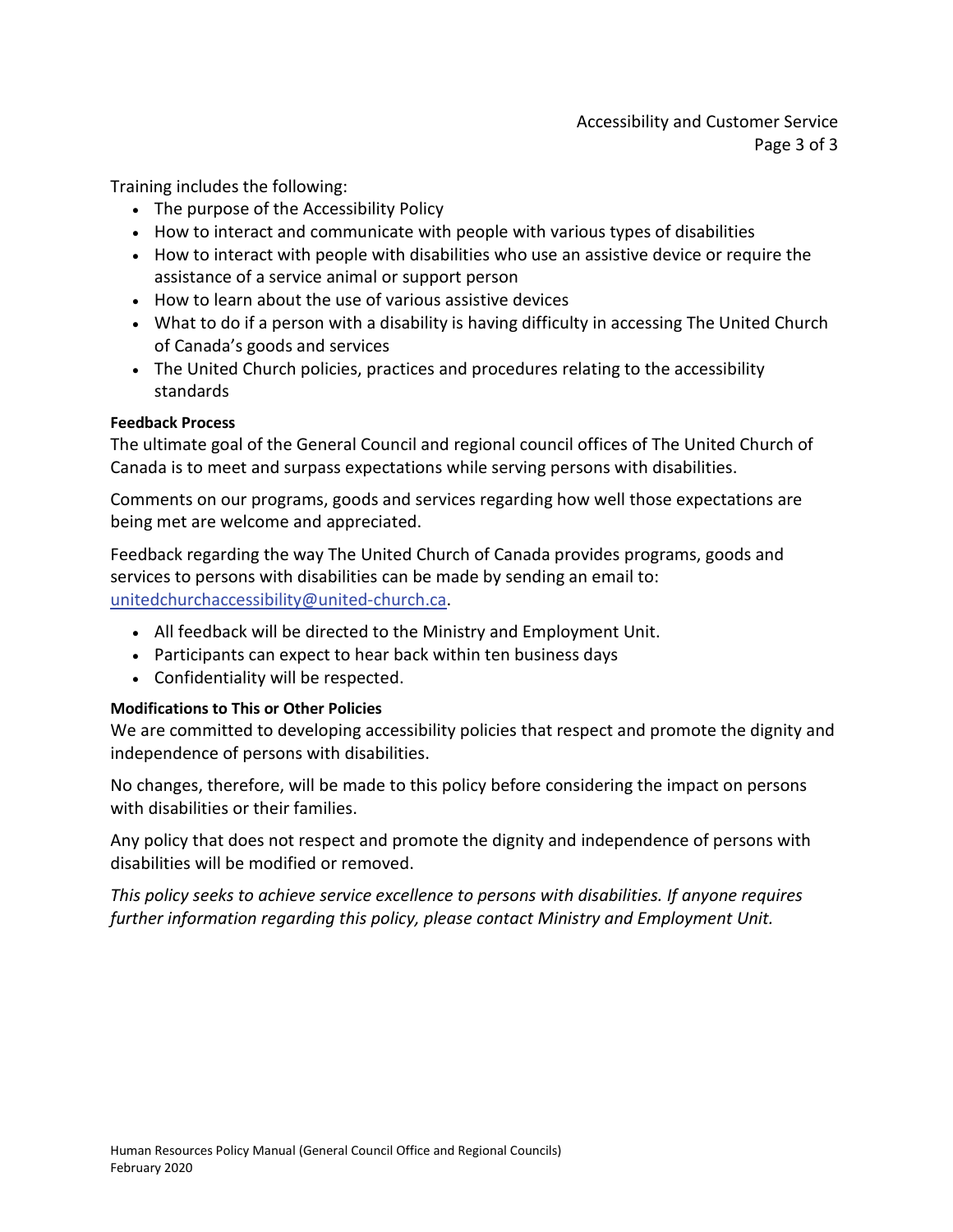Training includes the following:

- The purpose of the Accessibility Policy
- How to interact and communicate with people with various types of disabilities
- How to interact with people with disabilities who use an assistive device or require the assistance of a service animal or support person
- How to learn about the use of various assistive devices
- What to do if a person with a disability is having difficulty in accessing The United Church of Canada's goods and services
- The United Church policies, practices and procedures relating to the accessibility standards

**Feedback Process**

The ultimate goal of the General Council and regional council offices of The United Church of Canada is to meet and surpass expectations while serving persons with disabilities.

Comments on our programs, goods and services regarding how well those expectations are being met are welcome and appreciated.

Feedback regarding the way The United Church of Canada provides programs, goods and services to persons with disabilities can be made by sending an email to: [unitedchurchaccessibility@united-church.ca](mailto:unitedchurchaccessibility@united-church.ca).

- All feedback will be directed to the Ministry and Employment Unit.
- Participants can expect to hear back within ten business days
- Confidentiality will be respected.

**Modifications to This or Other Policies**

We are committed to developing accessibility policies that respect and promote the dignity and independence of persons with disabilities.

No changes, therefore, will be made to this policy before considering the impact on persons with disabilities or their families.

Any policy that does not respect and promote the dignity and independence of persons with disabilities will be modified or removed.

*This policy seeks to achieve service excellence to persons with disabilities. If anyone requires further information regarding this policy, please contact Ministry and Employment Unit.*